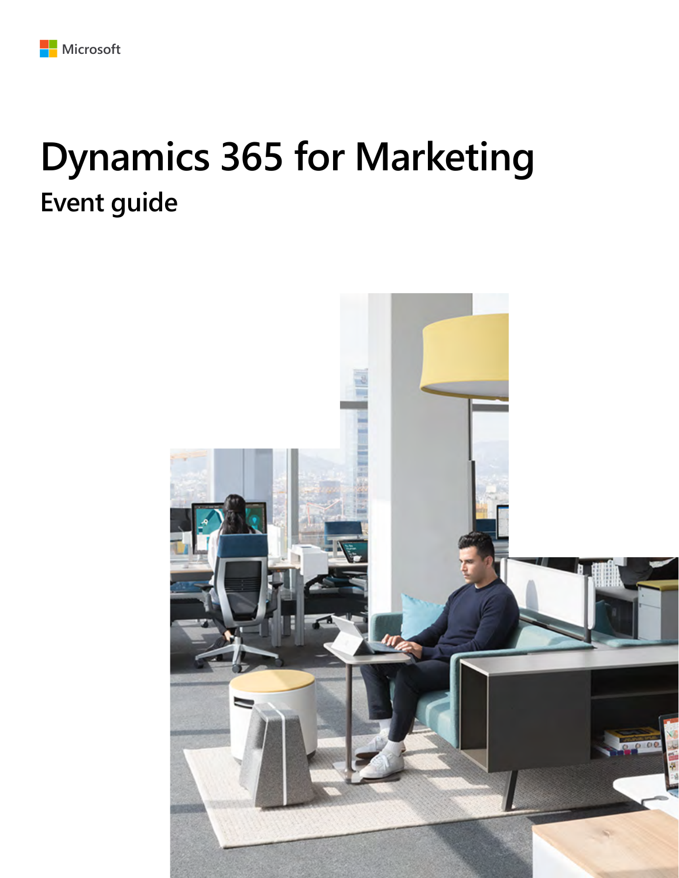Microsoft

# Dynamics 365 for Marketing

## Event guide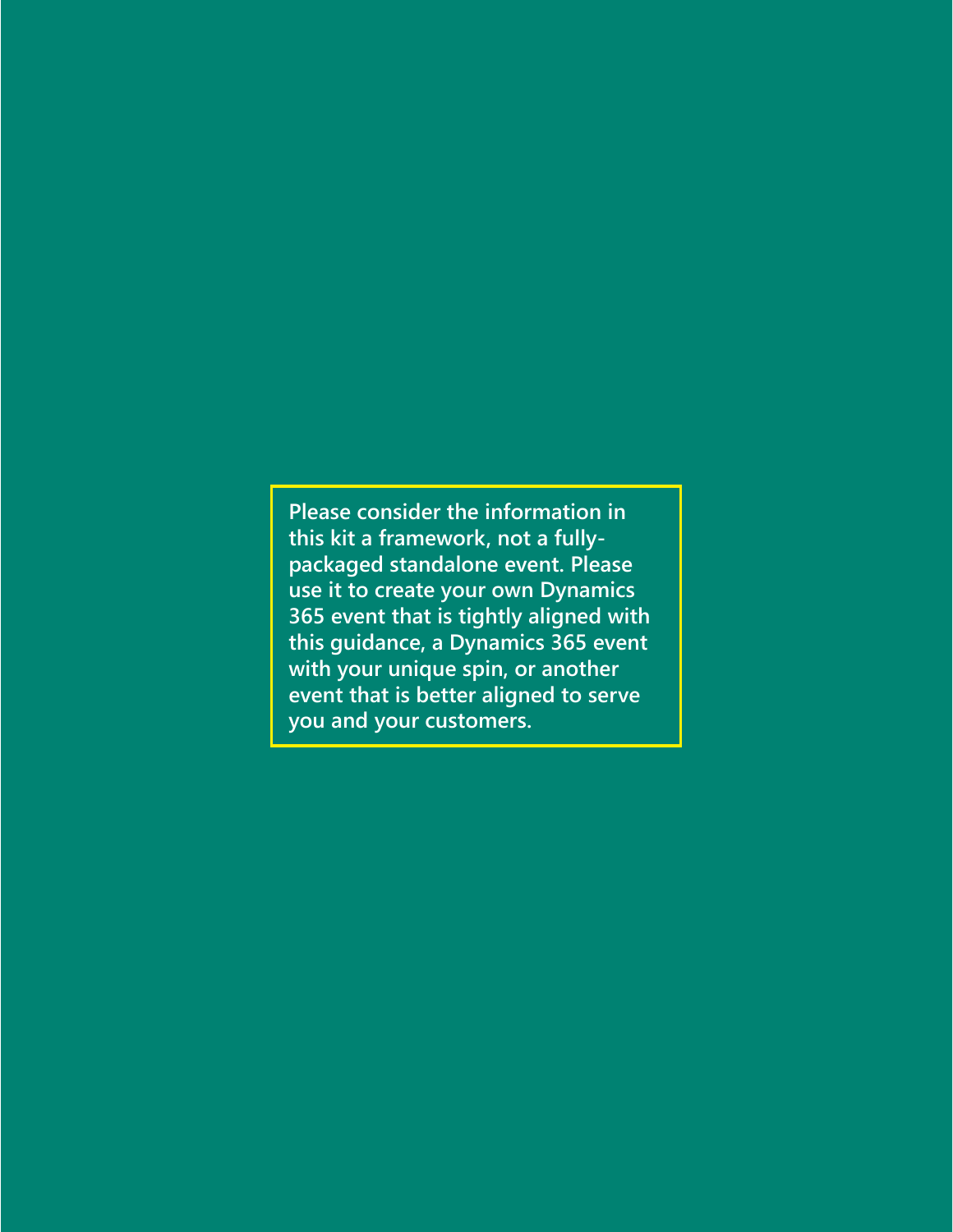**Please consider the information in this kit a framework, not a fully-packaged standalone event. Please use it to create your own Dynamics 365 event that is tightly aligned with this guidance, a Dynamics 365 event with your unique spin, or another event that is better aligned to serve you and your customers.**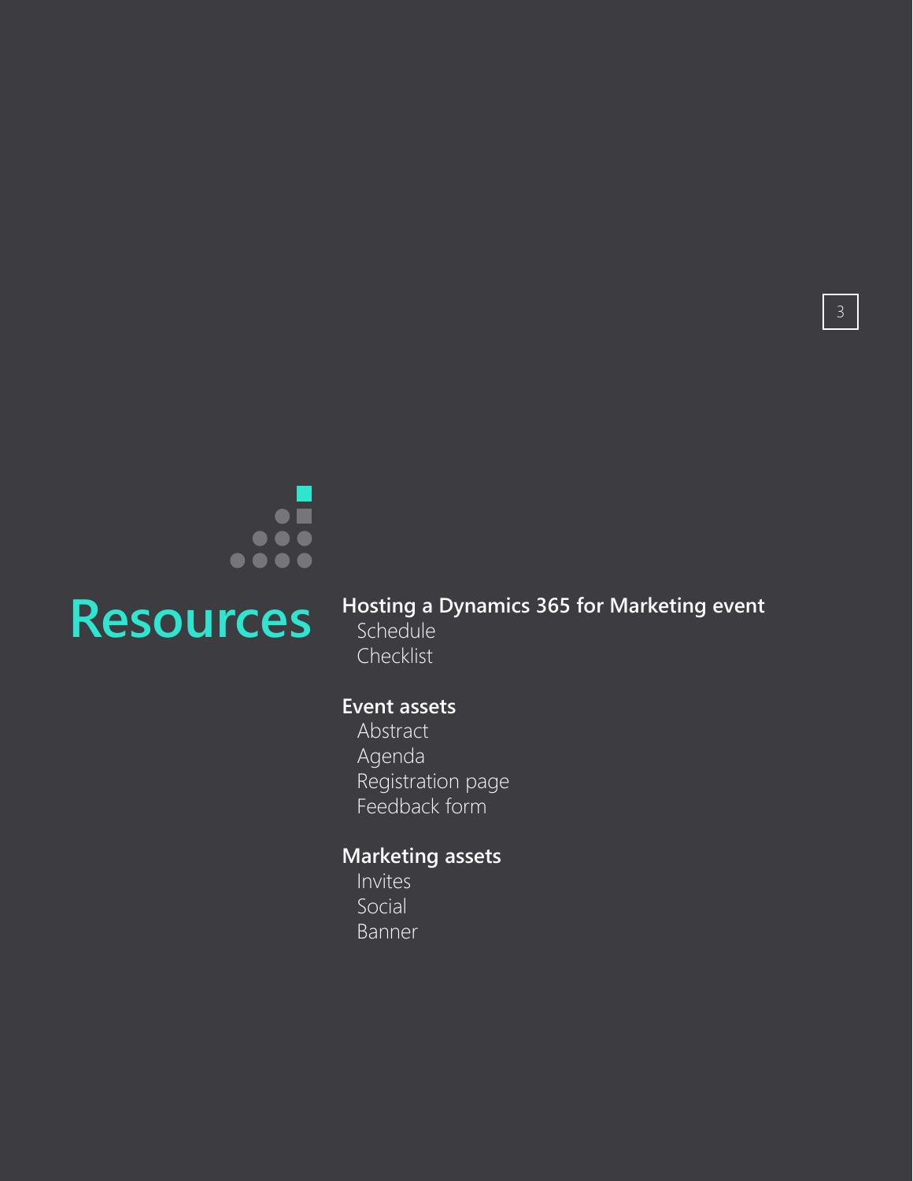# Resources

## Hosting a Dynamics 365 for Marketing event

- Schedule
- Checklist

## Event assets

- Abstract
- Agenda
- Registration page
- Feedback form

## Marketing assets

- Invites
- Social
- Banner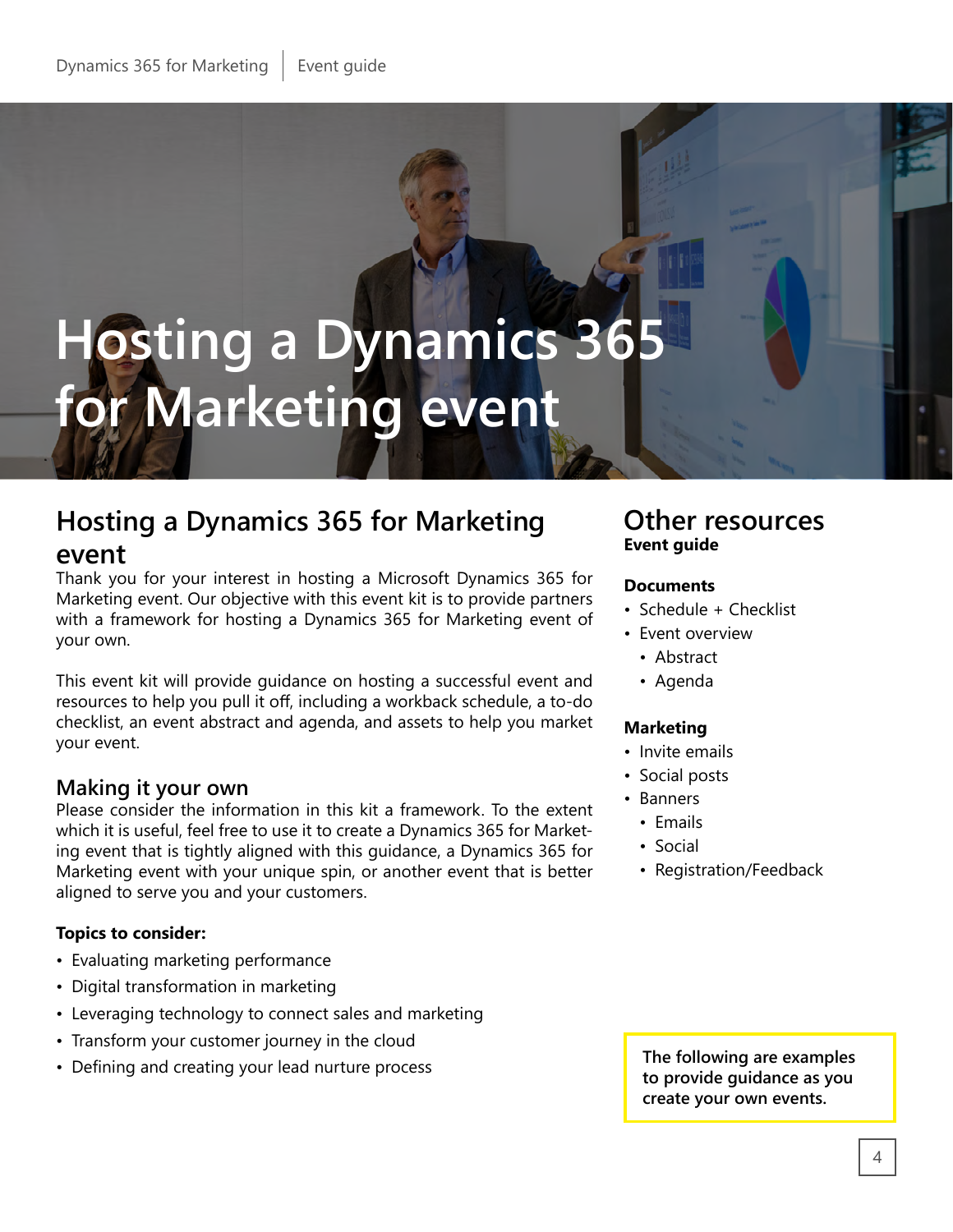# Hosting a Dynamics 365 for Marketing event

## Hosting a Dynamics 365 for Marketing event

Thank you for your interest in hosting a Microsoft Dynamics 365 for Marketing event. Our objective with this event kit is to provide partners with a framework for hosting a Dynamics 365 for Marketing event of your own.

This event kit will provide guidance on hosting a successful event and resources to help you pull it off, including a workback schedule, a to-do checklist, an event abstract and agenda, and assets to help you market your event.

### Making it your own

Please consider the information in this kit a framework. To the extent which it is useful, feel free to use it to create a Dynamics 365 for Marketing event that is tightly aligned with this guidance, a Dynamics 365 for Marketing event with your unique spin, or another event that is better aligned to serve you and your customers.

**Topics to consider:**

- Evaluating marketing performance
- Digital transformation in marketing
- Leveraging technology to connect sales and marketing
- Transform your customer journey in the cloud
- Defining and creating your lead nurture process

## Other resources

**Event guide**

**Documents**

- Schedule + Checklist
- Event overview
  - Abstract
  - Agenda

**Marketing**

- Invite emails
- Social posts
- Banners
  - Emails
  - Social
  - Registration/Feedback

**The following are examples to provide guidance as you create your own events.**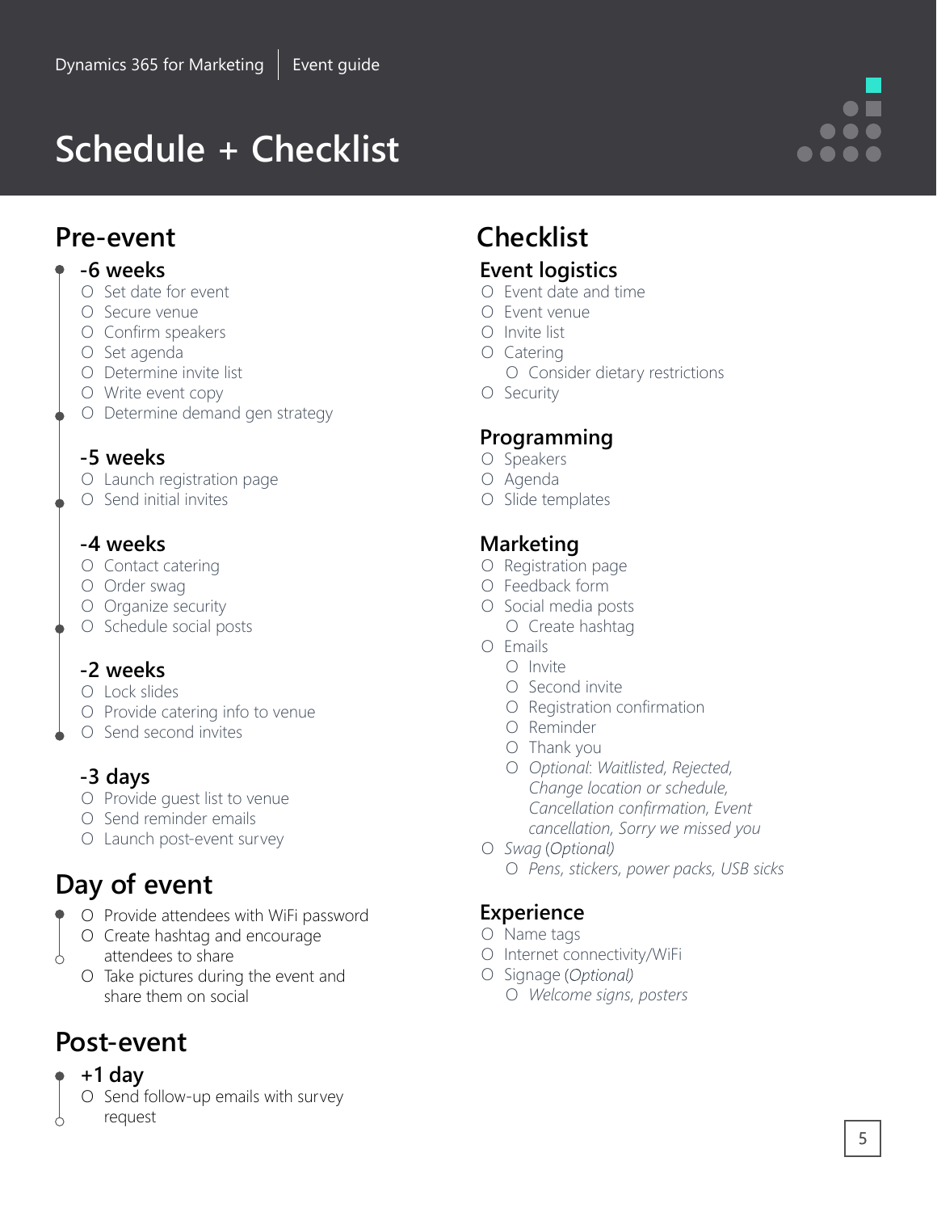# Schedule + Checklist

## Pre-event

### -6 weeks

- Set date for event
- Secure venue
- Confirm speakers
- Set agenda
- Determine invite list
- Write event copy
- Determine demand gen strategy

### -5 weeks

- Launch registration page
- Send initial invites

### -4 weeks

- Contact catering
- Order swag
- Organize security
- Schedule social posts

### -2 weeks

- Lock slides
- Provide catering info to venue
- Send second invites

### -3 days

- Provide guest list to venue
- Send reminder emails
- Launch post-event survey

## Day of event

- Provide attendees with WiFi password
- Create hashtag and encourage attendees to share
- Take pictures during the event and share them on social

## Post-event

### +1 day

- Send follow-up emails with survey request

## Checklist

### Event logistics

- Event date and time
- Event venue
- Invite list
- Catering
  - Consider dietary restrictions
- Security

### Programming

- Speakers
- Agenda
- Slide templates

### Marketing

- Registration page
- Feedback form
- Social media posts
  - Create hashtag
- Emails
  - Invite
  - Second invite
  - Registration confirmation
  - Reminder
  - Thank you
  - *Optional: Waitlisted, Rejected, Change location or schedule, Cancellation confirmation, Event cancellation, Sorry we missed you*
- *Swag* (*Optional*)
  - *Pens, stickers, power packs, USB sicks*

### Experience

- Name tags
- Internet connectivity/WiFi
- Signage (*Optional*)
  - *Welcome signs, posters*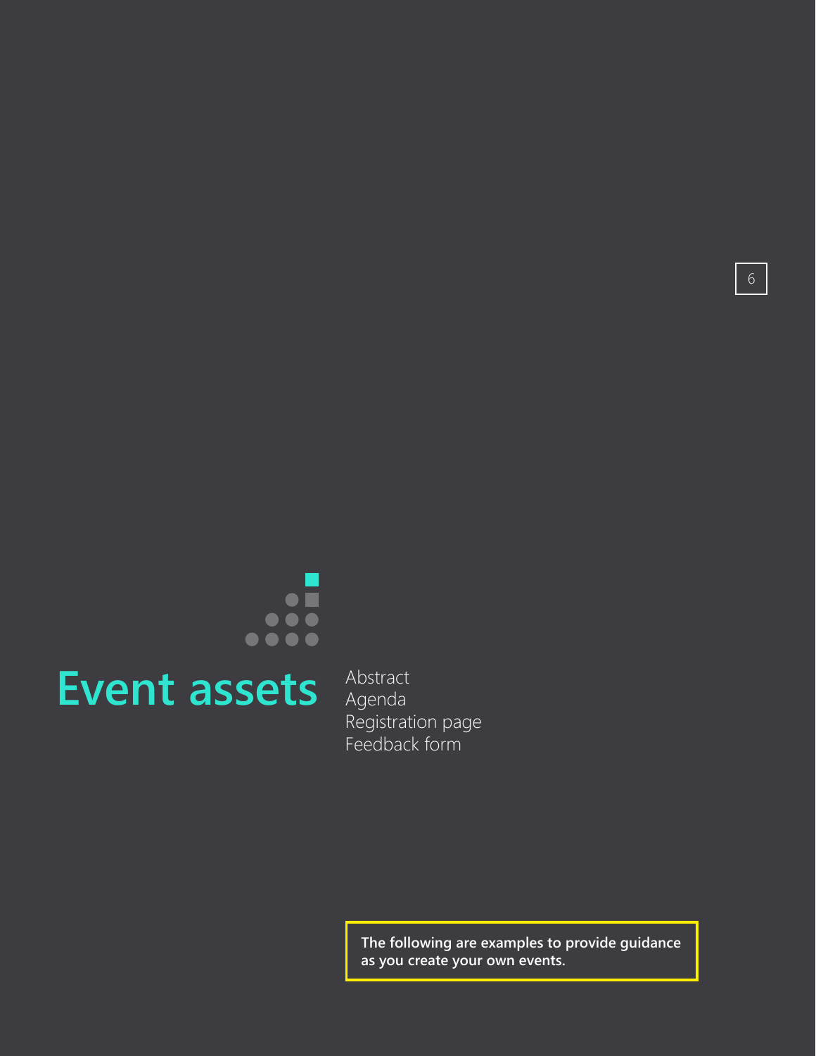# Event assets

- Abstract
- Agenda
- Registration page
- Feedback form

**The following are examples to provide guidance as you create your own events.**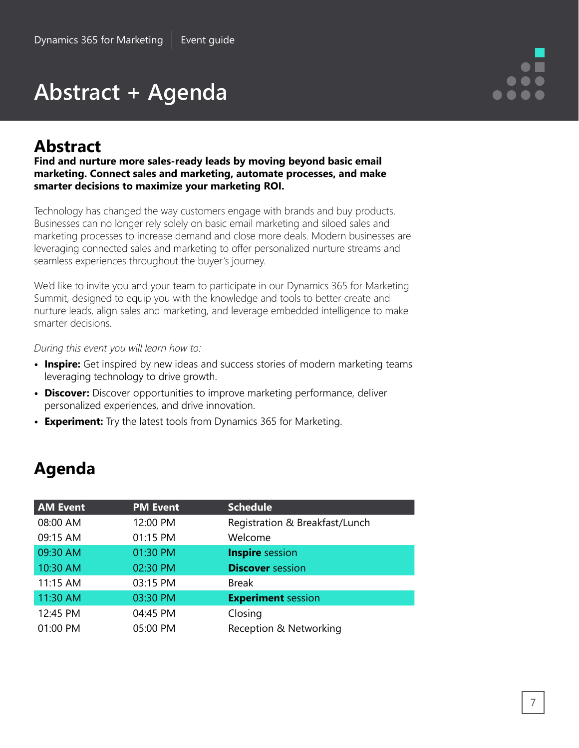# Abstract + Agenda

## Abstract

**Find and nurture more sales-ready leads by moving beyond basic email marketing. Connect sales and marketing, automate processes, and make smarter decisions to maximize your marketing ROI.**

Technology has changed the way customers engage with brands and buy products. Businesses can no longer rely solely on basic email marketing and siloed sales and marketing processes to increase demand and close more deals. Modern businesses are leveraging connected sales and marketing to offer personalized nurture streams and seamless experiences throughout the buyer's journey.

We'd like to invite you and your team to participate in our Dynamics 365 for Marketing Summit, designed to equip you with the knowledge and tools to better create and nurture leads, align sales and marketing, and leverage embedded intelligence to make smarter decisions.

*During this event you will learn how to:*

- **Inspire:** Get inspired by new ideas and success stories of modern marketing teams leveraging technology to drive growth.
- **Discover:** Discover opportunities to improve marketing performance, deliver personalized experiences, and drive innovation.
- **Experiment:** Try the latest tools from Dynamics 365 for Marketing.

## Agenda

| AM Event | PM Event | Schedule |
| --- | --- | --- |
| 08:00 AM | 12:00 PM | Registration & Breakfast/Lunch |
| 09:15 AM | 01:15 PM | Welcome |
| 09:30 AM | 01:30 PM | **Inspire** session |
| 10:30 AM | 02:30 PM | **Discover** session |
| 11:15 AM | 03:15 PM | Break |
| 11:30 AM | 03:30 PM | **Experiment** session |
| 12:45 PM | 04:45 PM | Closing |
| 01:00 PM | 05:00 PM | Reception & Networking |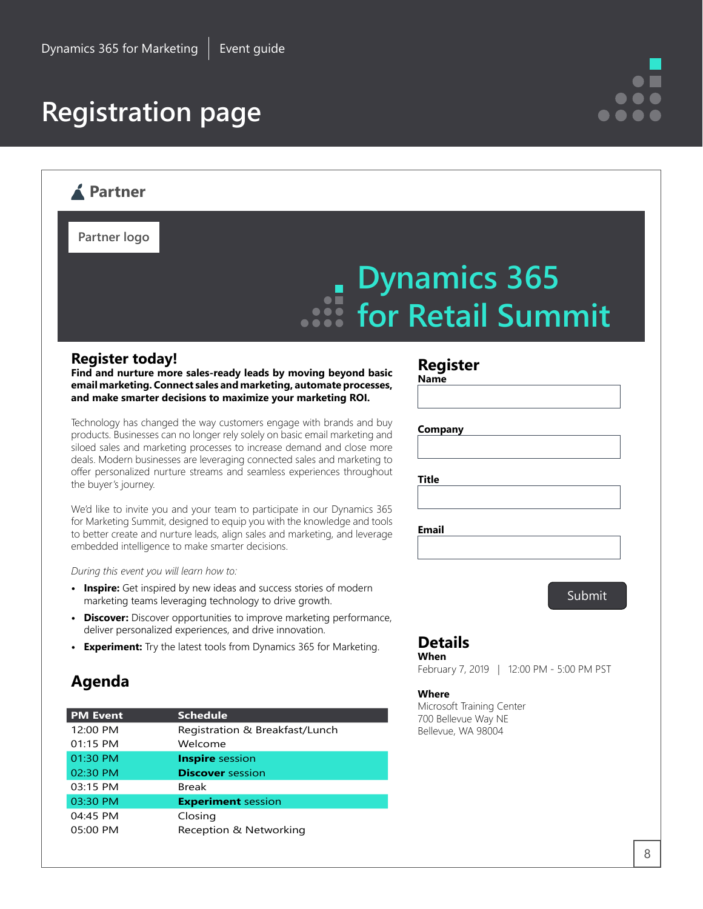Dynamics 365 for Marketing | Event guide

# Registration page

## Partner

Partner logo

# Dynamics 365 for Retail Summit

## Register today!

**Find and nurture more sales-ready leads by moving beyond basic email marketing. Connect sales and marketing, automate processes, and make smarter decisions to maximize your marketing ROI.**

Technology has changed the way customers engage with brands and buy products. Businesses can no longer rely solely on basic email marketing and siloed sales and marketing processes to increase demand and close more deals. Modern businesses are leveraging connected sales and marketing to offer personalized nurture streams and seamless experiences throughout the buyer's journey.

We'd like to invite you and your team to participate in our Dynamics 365 for Marketing Summit, designed to equip you with the knowledge and tools to better create and nurture leads, align sales and marketing, and leverage embedded intelligence to make smarter decisions.

*During this event you will learn how to:*

- **Inspire:** Get inspired by new ideas and success stories of modern marketing teams leveraging technology to drive growth.
- **Discover:** Discover opportunities to improve marketing performance, deliver personalized experiences, and drive innovation.
- **Experiment:** Try the latest tools from Dynamics 365 for Marketing.

## Agenda

| PM Event | Schedule |
|---|---|
| 12:00 PM | Registration & Breakfast/Lunch |
| 01:15 PM | Welcome |
| 01:30 PM | **Inspire** session |
| 02:30 PM | **Discover** session |
| 03:15 PM | Break |
| 03:30 PM | **Experiment** session |
| 04:45 PM | Closing |
| 05:00 PM | Reception & Networking |

## Register

**Name**

**Company**

**Title**

**Email**

Submit

## Details

**When**

February 7, 2019 | 12:00 PM - 5:00 PM PST

**Where**

Microsoft Training Center
700 Bellevue Way NE
Bellevue, WA 98004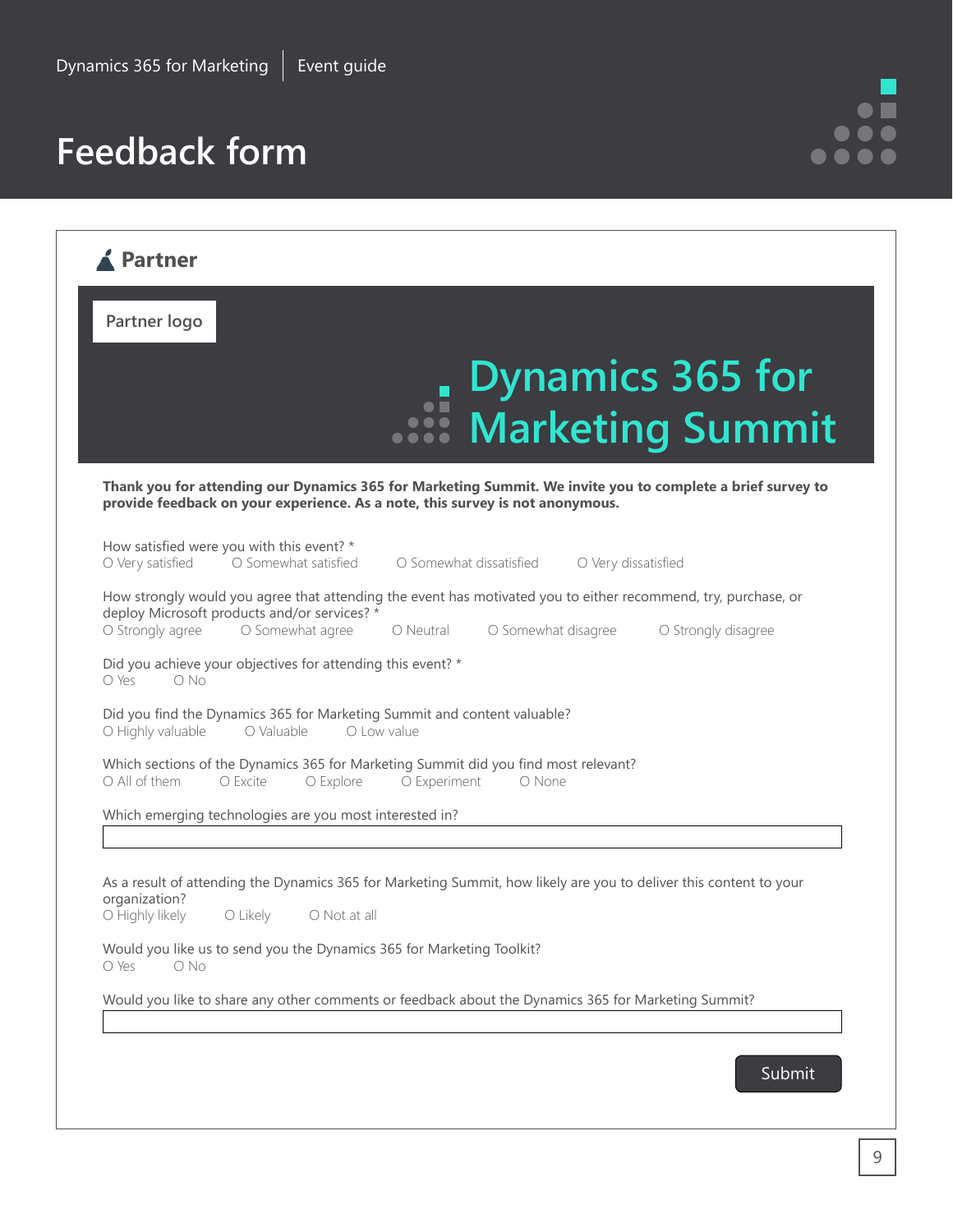# Feedback form

## Partner

Partner logo

**Dynamics 365 for Marketing Summit**

**Thank you for attending our Dynamics 365 for Marketing Summit. We invite you to complete a brief survey to provide feedback on your experience. As a note, this survey is not anonymous.**

How satisfied were you with this event? *
O Very satisfied   O Somewhat satisfied   O Somewhat dissatisfied   O Very dissatisfied

How strongly would you agree that attending the event has motivated you to either recommend, try, purchase, or deploy Microsoft products and/or services? *
O Strongly agree   O Somewhat agree   O Neutral   O Somewhat disagree   O Strongly disagree

Did you achieve your objectives for attending this event? *
O Yes   O No

Did you find the Dynamics 365 for Marketing Summit and content valuable?
O Highly valuable   O Valuable   O Low value

Which sections of the Dynamics 365 for Marketing Summit did you find most relevant?
O All of them   O Excite   O Explore   O Experiment   O None

Which emerging technologies are you most interested in?

As a result of attending the Dynamics 365 for Marketing Summit, how likely are you to deliver this content to your organization?
O Highly likely   O Likely   O Not at all

Would you like us to send you the Dynamics 365 for Marketing Toolkit?
O Yes   O No

Would you like to share any other comments or feedback about the Dynamics 365 for Marketing Summit?

Submit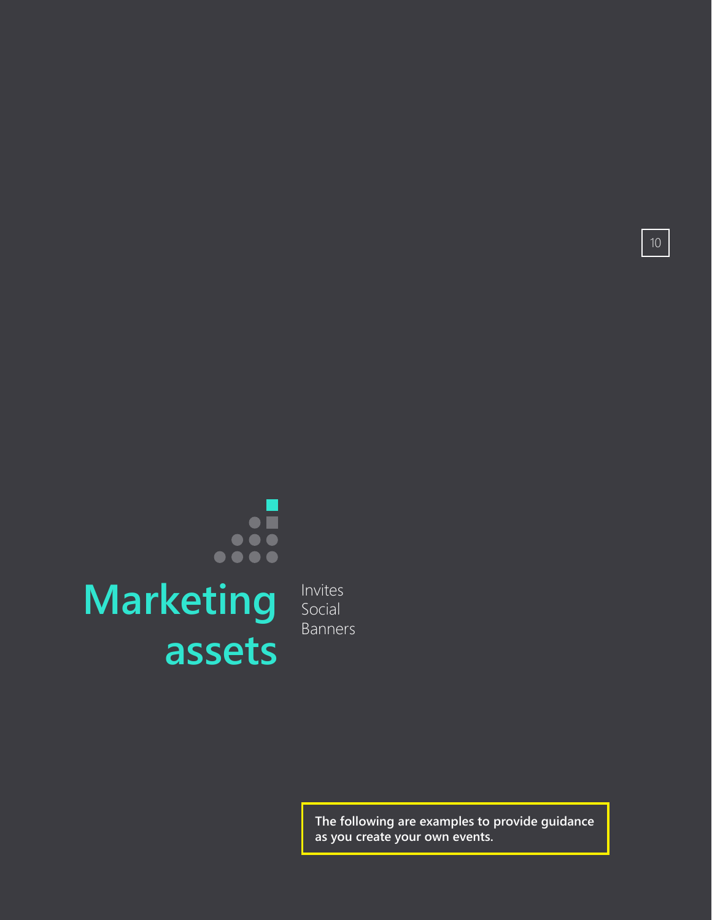# Marketing assets

Invites
Social
Banners

**The following are examples to provide guidance as you create your own events.**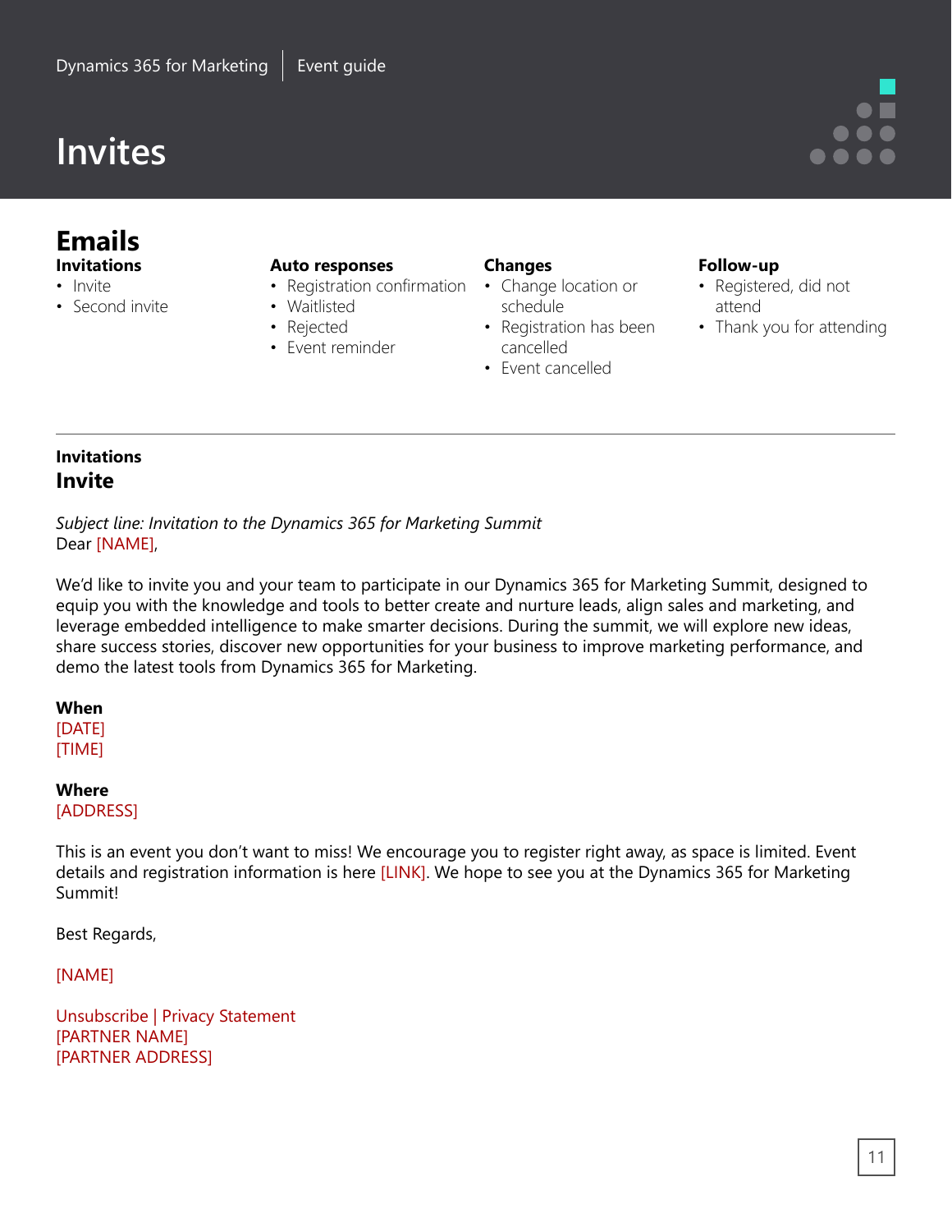# Invites

## Emails

**Invitations**
- Invite
- Second invite

**Auto responses**
- Registration confirmation
- Waitlisted
- Rejected
- Event reminder

**Changes**
- Change location or schedule
- Registration has been cancelled
- Event cancelled

**Follow-up**
- Registered, did not attend
- Thank you for attending

---

**Invitations**

### Invite

*Subject line: Invitation to the Dynamics 365 for Marketing Summit*
Dear [NAME],

We'd like to invite you and your team to participate in our Dynamics 365 for Marketing Summit, designed to equip you with the knowledge and tools to better create and nurture leads, align sales and marketing, and leverage embedded intelligence to make smarter decisions. During the summit, we will explore new ideas, share success stories, discover new opportunities for your business to improve marketing performance, and demo the latest tools from Dynamics 365 for Marketing.

**When**
[DATE]
[TIME]

**Where**
[ADDRESS]

This is an event you don't want to miss! We encourage you to register right away, as space is limited. Event details and registration information is here [LINK]. We hope to see you at the Dynamics 365 for Marketing Summit!

Best Regards,

[NAME]

Unsubscribe | Privacy Statement
[PARTNER NAME]
[PARTNER ADDRESS]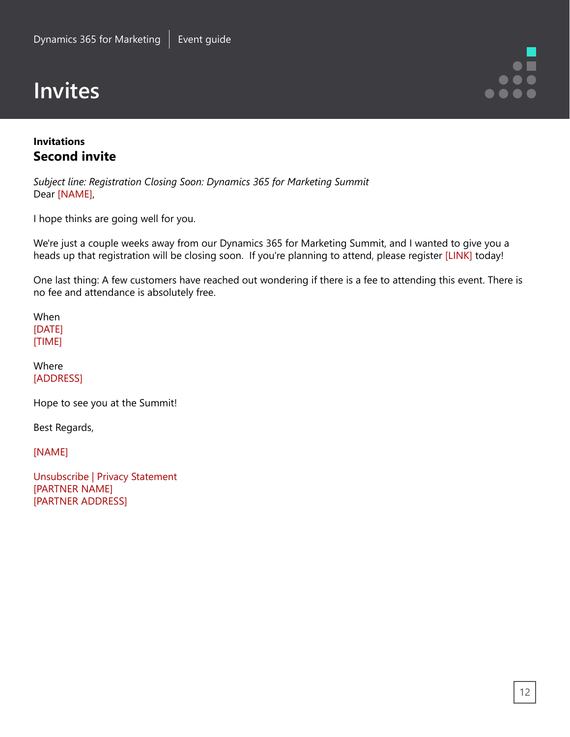# Invites

**Invitations**

## Second invite

*Subject line: Registration Closing Soon: Dynamics 365 for Marketing Summit*
Dear [NAME],

I hope thinks are going well for you.

We're just a couple weeks away from our Dynamics 365 for Marketing Summit, and I wanted to give you a heads up that registration will be closing soon. If you're planning to attend, please register [LINK] today!

One last thing: A few customers have reached out wondering if there is a fee to attending this event. There is no fee and attendance is absolutely free.

When
[DATE]
[TIME]

Where
[ADDRESS]

Hope to see you at the Summit!

Best Regards,

[NAME]

Unsubscribe | Privacy Statement
[PARTNER NAME]
[PARTNER ADDRESS]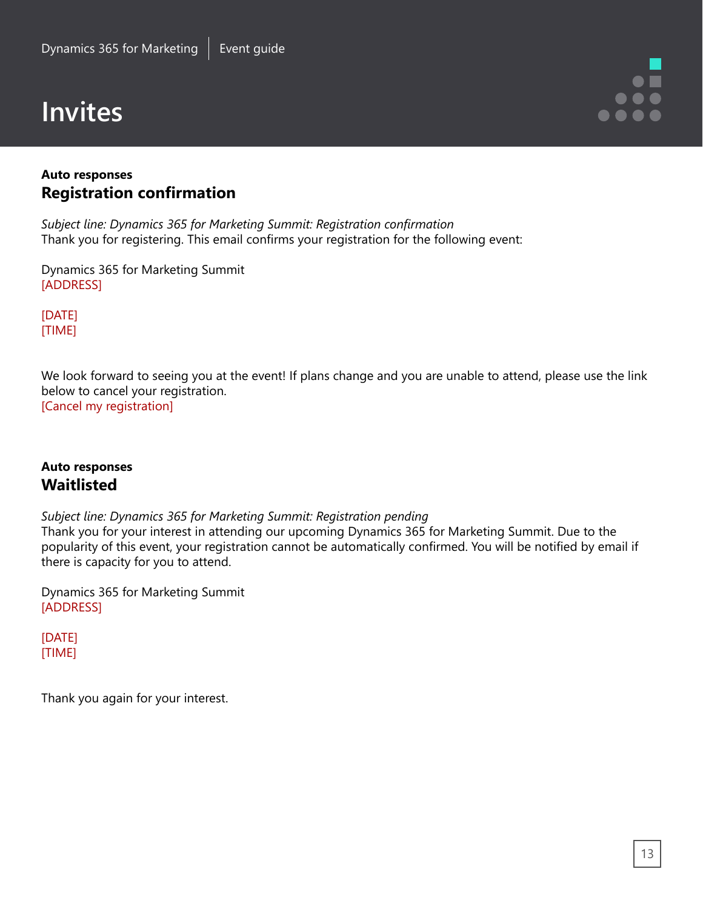# Invites

**Auto responses**

## Registration confirmation

*Subject line: Dynamics 365 for Marketing Summit: Registration confirmation*
Thank you for registering. This email confirms your registration for the following event:

Dynamics 365 for Marketing Summit
[ADDRESS]

[DATE]
[TIME]

We look forward to seeing you at the event! If plans change and you are unable to attend, please use the link below to cancel your registration.
[Cancel my registration]

**Auto responses**

## Waitlisted

*Subject line: Dynamics 365 for Marketing Summit: Registration pending*
Thank you for your interest in attending our upcoming Dynamics 365 for Marketing Summit. Due to the popularity of this event, your registration cannot be automatically confirmed. You will be notified by email if there is capacity for you to attend.

Dynamics 365 for Marketing Summit
[ADDRESS]

[DATE]
[TIME]

Thank you again for your interest.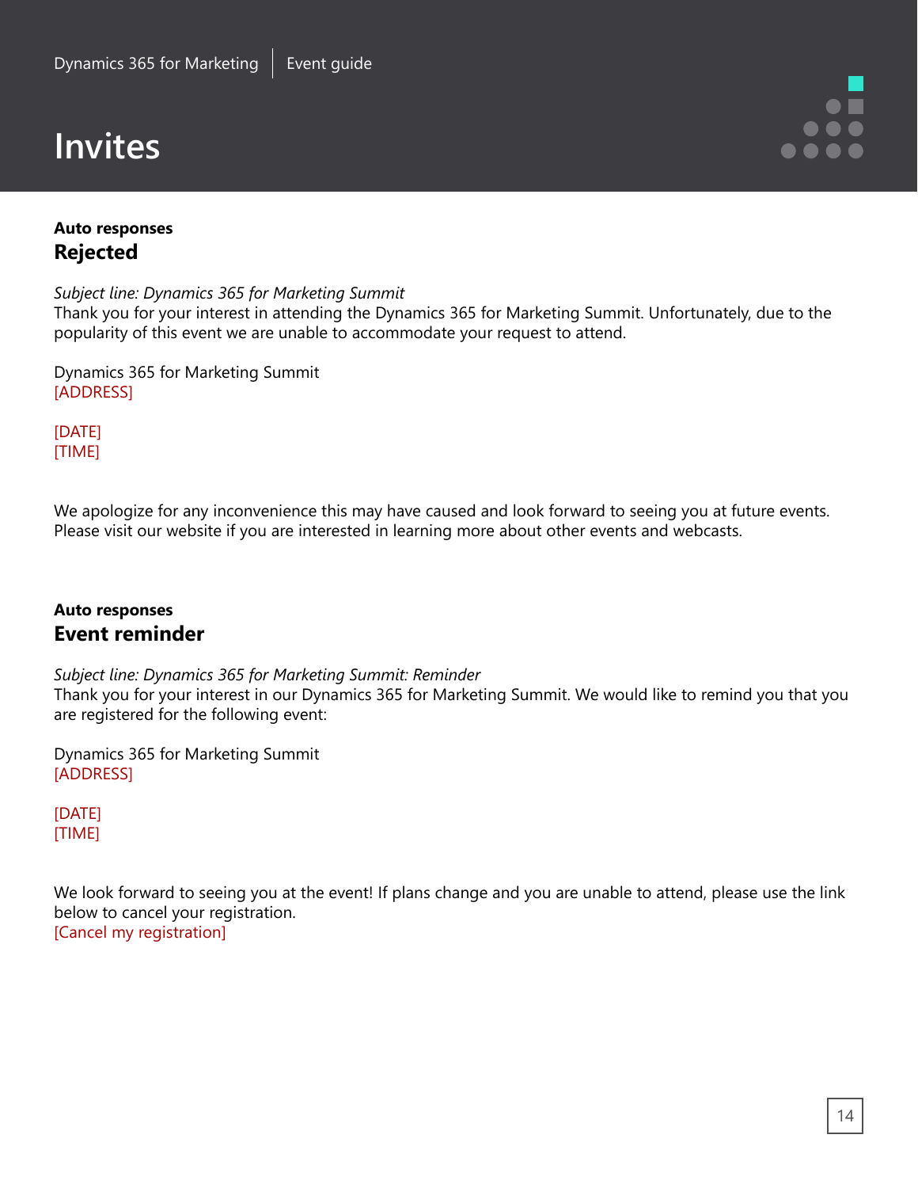# Invites

**Auto responses**

## Rejected

*Subject line: Dynamics 365 for Marketing Summit*
Thank you for your interest in attending the Dynamics 365 for Marketing Summit. Unfortunately, due to the popularity of this event we are unable to accommodate your request to attend.

Dynamics 365 for Marketing Summit
[ADDRESS]

[DATE]
[TIME]

We apologize for any inconvenience this may have caused and look forward to seeing you at future events. Please visit our website if you are interested in learning more about other events and webcasts.

**Auto responses**

## Event reminder

*Subject line: Dynamics 365 for Marketing Summit: Reminder*
Thank you for your interest in our Dynamics 365 for Marketing Summit. We would like to remind you that you are registered for the following event:

Dynamics 365 for Marketing Summit
[ADDRESS]

[DATE]
[TIME]

We look forward to seeing you at the event! If plans change and you are unable to attend, please use the link below to cancel your registration.
[Cancel my registration]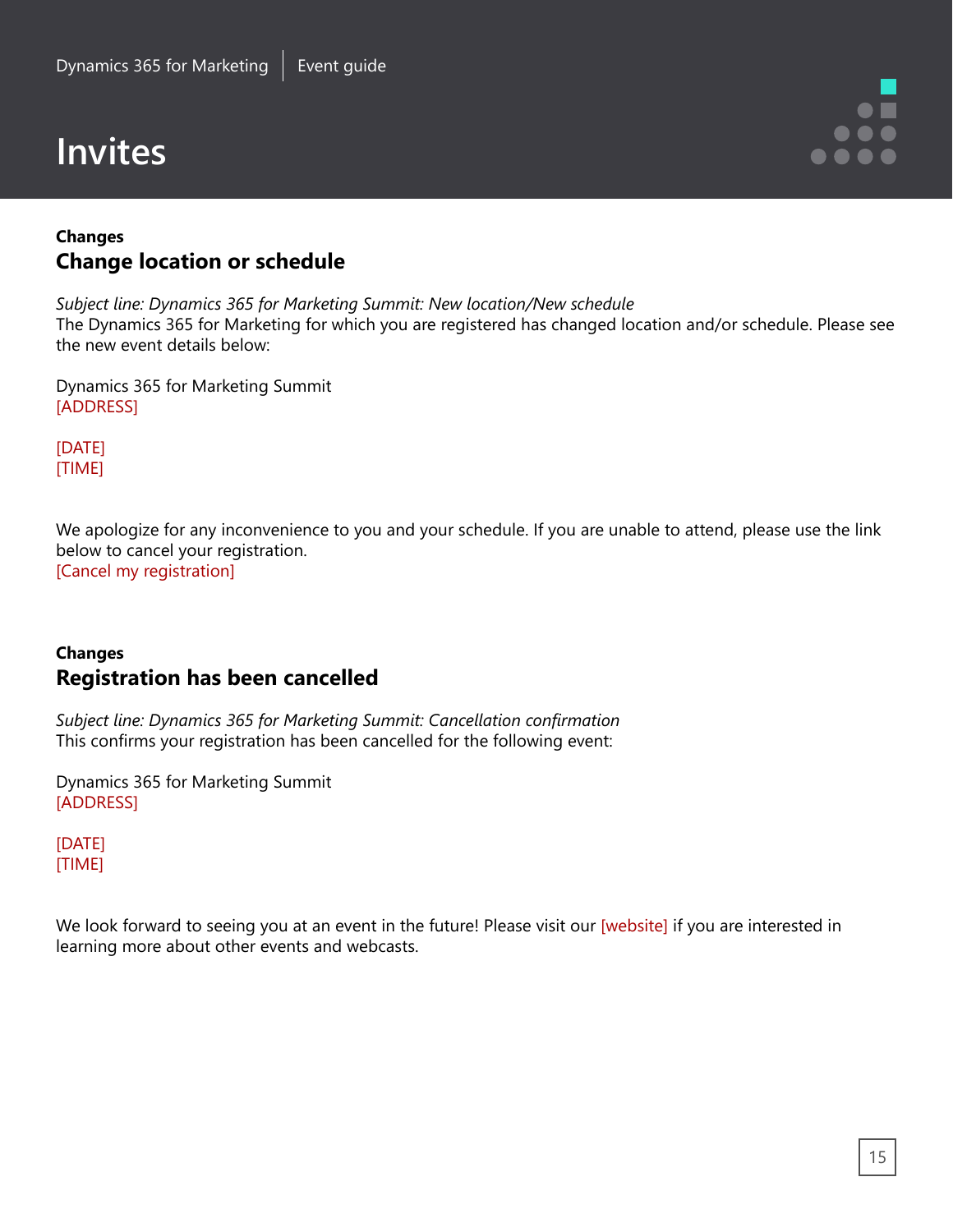# Invites

**Changes**

## Change location or schedule

*Subject line: Dynamics 365 for Marketing Summit: New location/New schedule*
The Dynamics 365 for Marketing for which you are registered has changed location and/or schedule. Please see the new event details below:

Dynamics 365 for Marketing Summit
[ADDRESS]

[DATE]
[TIME]

We apologize for any inconvenience to you and your schedule. If you are unable to attend, please use the link below to cancel your registration.
[Cancel my registration]

**Changes**

## Registration has been cancelled

*Subject line: Dynamics 365 for Marketing Summit: Cancellation confirmation*
This confirms your registration has been cancelled for the following event:

Dynamics 365 for Marketing Summit
[ADDRESS]

[DATE]
[TIME]

We look forward to seeing you at an event in the future! Please visit our [website] if you are interested in learning more about other events and webcasts.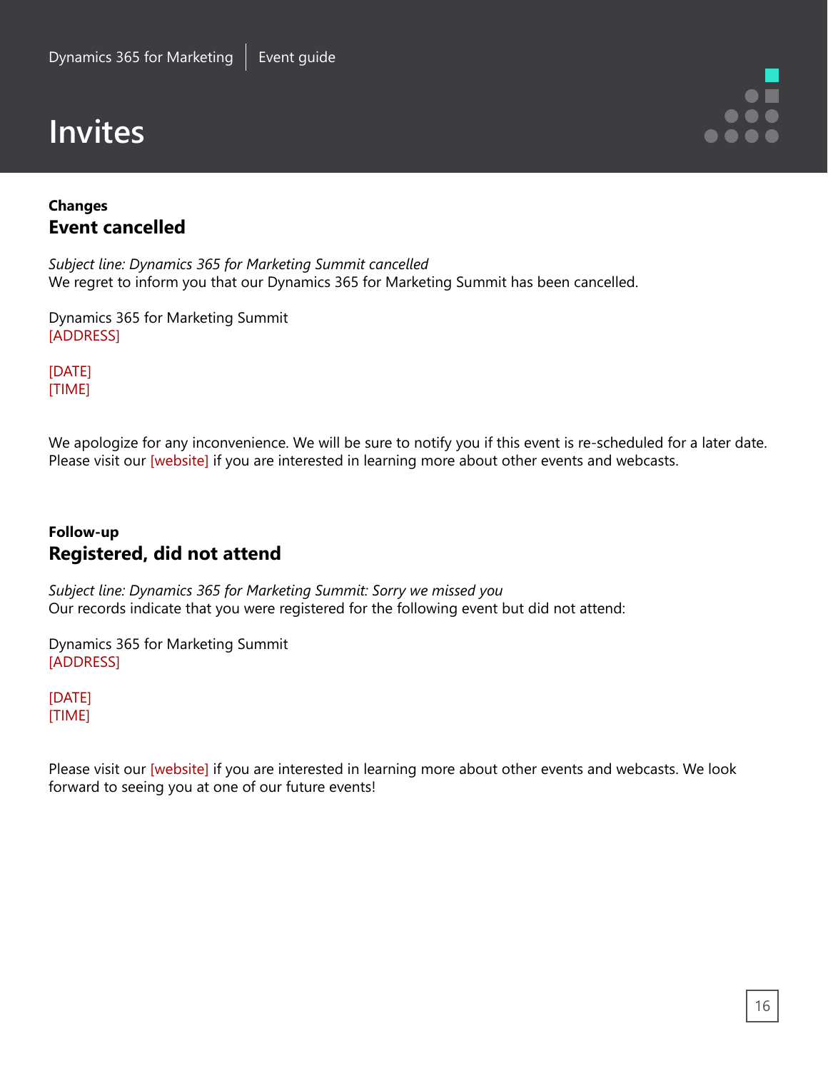# Invites

**Changes**

## Event cancelled

*Subject line: Dynamics 365 for Marketing Summit cancelled*
We regret to inform you that our Dynamics 365 for Marketing Summit has been cancelled.

Dynamics 365 for Marketing Summit
[ADDRESS]

[DATE]
[TIME]

We apologize for any inconvenience. We will be sure to notify you if this event is re-scheduled for a later date. Please visit our [website] if you are interested in learning more about other events and webcasts.

**Follow-up**

## Registered, did not attend

*Subject line: Dynamics 365 for Marketing Summit: Sorry we missed you*
Our records indicate that you were registered for the following event but did not attend:

Dynamics 365 for Marketing Summit
[ADDRESS]

[DATE]
[TIME]

Please visit our [website] if you are interested in learning more about other events and webcasts. We look forward to seeing you at one of our future events!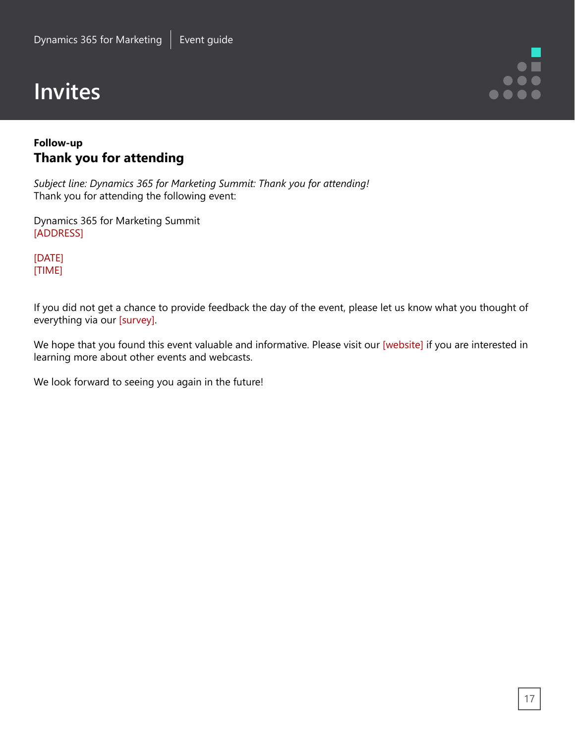# Invites

**Follow-up**

## Thank you for attending

*Subject line: Dynamics 365 for Marketing Summit: Thank you for attending!*
Thank you for attending the following event:

Dynamics 365 for Marketing Summit
[ADDRESS]

[DATE]
[TIME]

If you did not get a chance to provide feedback the day of the event, please let us know what you thought of everything via our [survey].

We hope that you found this event valuable and informative. Please visit our [website] if you are interested in learning more about other events and webcasts.

We look forward to seeing you again in the future!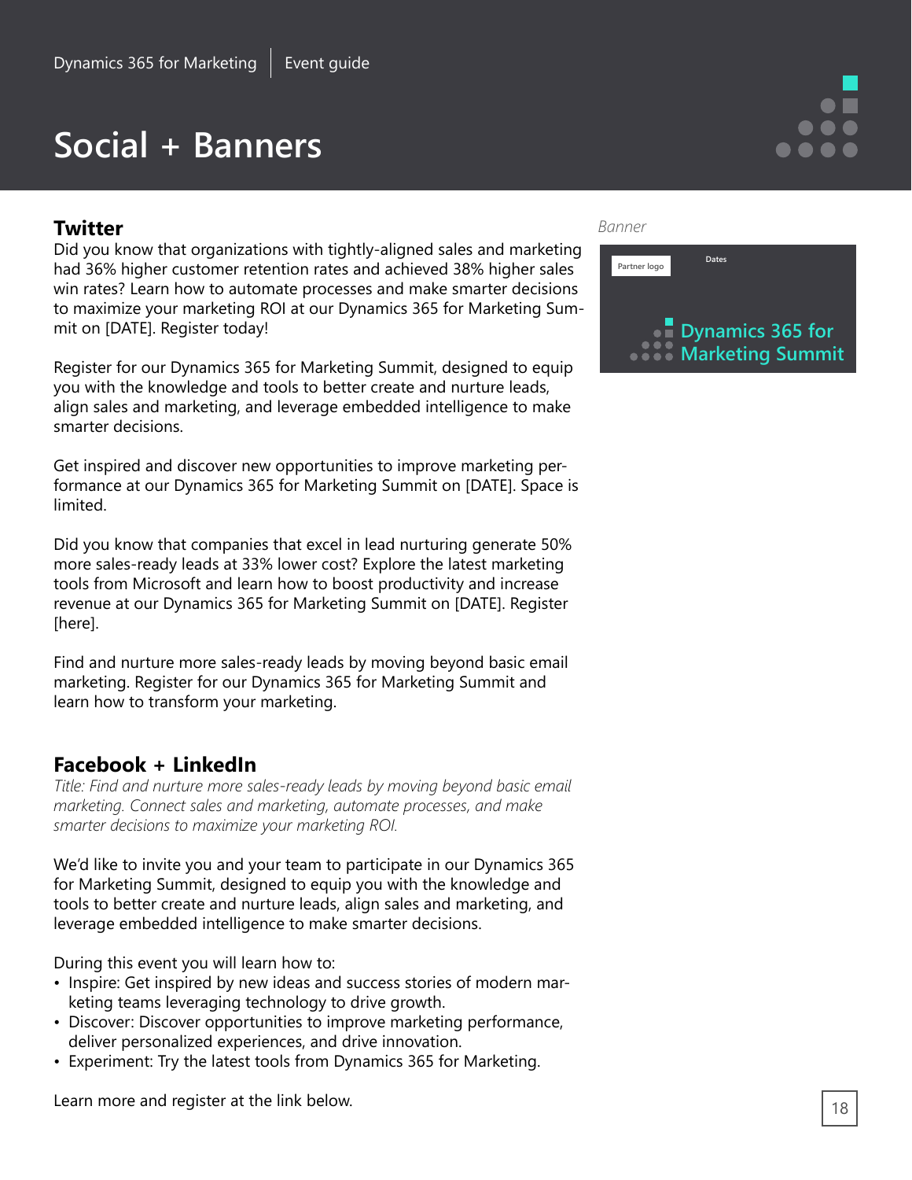# Social + Banners

## Twitter

Did you know that organizations with tightly-aligned sales and marketing had 36% higher customer retention rates and achieved 38% higher sales win rates? Learn how to automate processes and make smarter decisions to maximize your marketing ROI at our Dynamics 365 for Marketing Summit on [DATE]. Register today!

Register for our Dynamics 365 for Marketing Summit, designed to equip you with the knowledge and tools to better create and nurture leads, align sales and marketing, and leverage embedded intelligence to make smarter decisions.

Get inspired and discover new opportunities to improve marketing performance at our Dynamics 365 for Marketing Summit on [DATE]. Space is limited.

Did you know that companies that excel in lead nurturing generate 50% more sales-ready leads at 33% lower cost? Explore the latest marketing tools from Microsoft and learn how to boost productivity and increase revenue at our Dynamics 365 for Marketing Summit on [DATE]. Register [here].

Find and nurture more sales-ready leads by moving beyond basic email marketing. Register for our Dynamics 365 for Marketing Summit and learn how to transform your marketing.

## Facebook + LinkedIn

*Title: Find and nurture more sales-ready leads by moving beyond basic email marketing. Connect sales and marketing, automate processes, and make smarter decisions to maximize your marketing ROI.*

We'd like to invite you and your team to participate in our Dynamics 365 for Marketing Summit, designed to equip you with the knowledge and tools to better create and nurture leads, align sales and marketing, and leverage embedded intelligence to make smarter decisions.

During this event you will learn how to:

- Inspire: Get inspired by new ideas and success stories of modern marketing teams leveraging technology to drive growth.
- Discover: Discover opportunities to improve marketing performance, deliver personalized experiences, and drive innovation.
- Experiment: Try the latest tools from Dynamics 365 for Marketing.

Learn more and register at the link below.

*Banner*

Partner logo

Dates

Dynamics 365 for Marketing Summit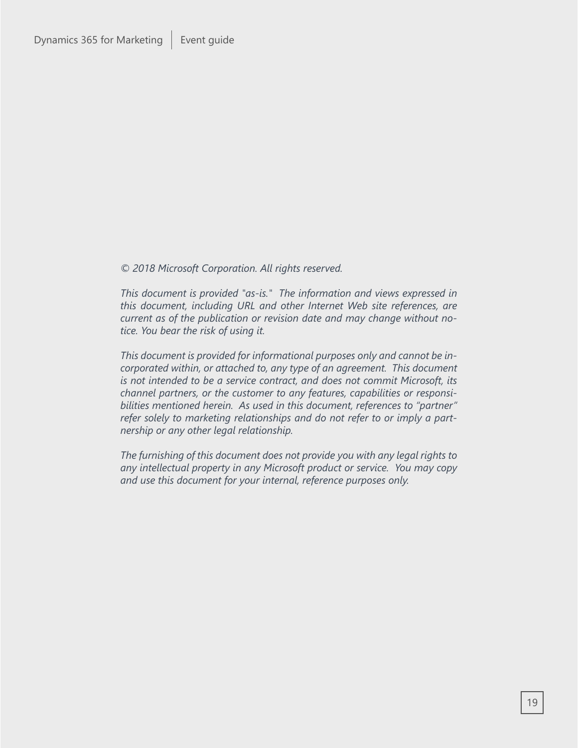*© 2018 Microsoft Corporation. All rights reserved.*

*This document is provided "as-is." The information and views expressed in this document, including URL and other Internet Web site references, are current as of the publication or revision date and may change without notice. You bear the risk of using it.*

*This document is provided for informational purposes only and cannot be incorporated within, or attached to, any type of an agreement. This document is not intended to be a service contract, and does not commit Microsoft, its channel partners, or the customer to any features, capabilities or responsibilities mentioned herein. As used in this document, references to "partner" refer solely to marketing relationships and do not refer to or imply a partnership or any other legal relationship.*

*The furnishing of this document does not provide you with any legal rights to any intellectual property in any Microsoft product or service. You may copy and use this document for your internal, reference purposes only.*